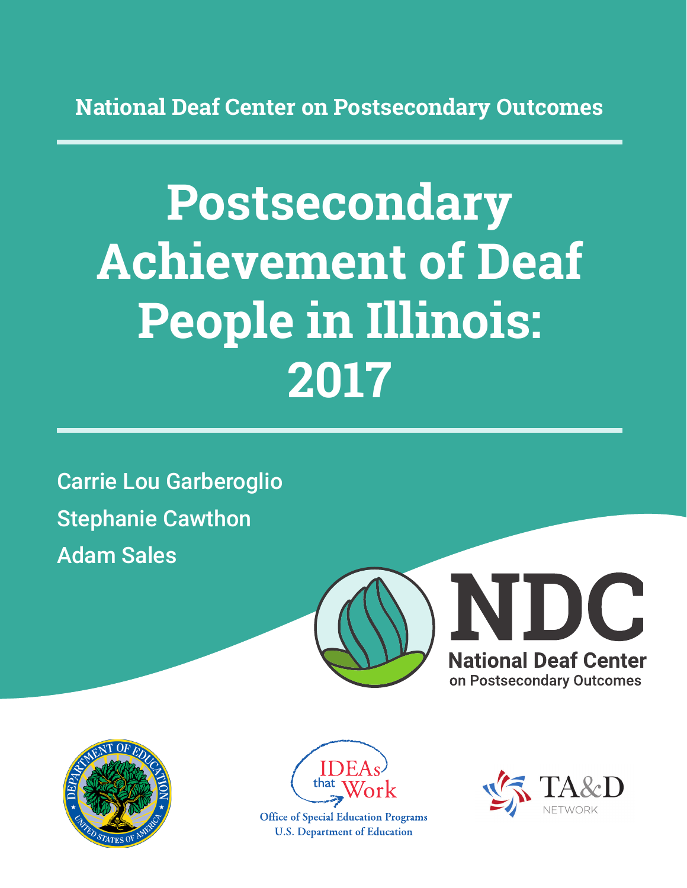National Deaf Center on Postsecondary Outcomes

# Postsecondary Achievement of Deaf People in Illinois: 2017

Carrie Lou Garberoglio

Stephanie Cawthon

Adam Sales

NDC

National Deaf Center on Postsecondary Outcomes

IDEAs that Work

Office of Special Education Programs
U.S. Department of Education

TA&D NETWORK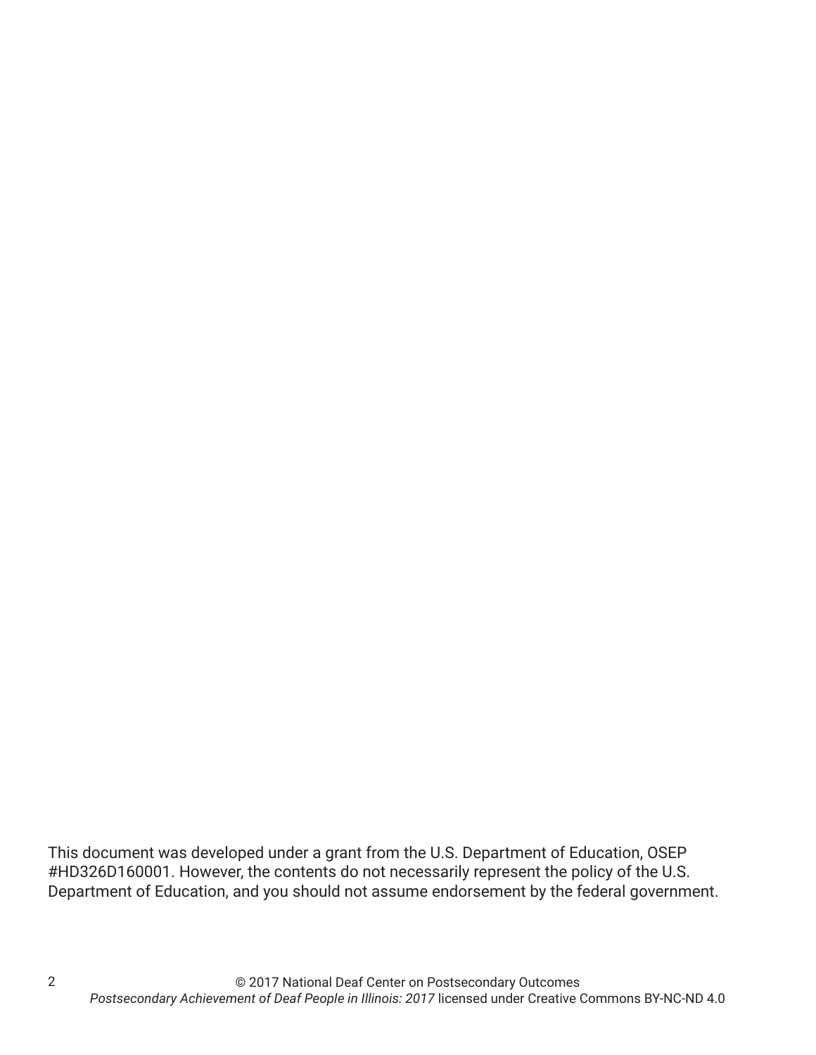This document was developed under a grant from the U.S. Department of Education, OSEP #HD326D160001. However, the contents do not necessarily represent the policy of the U.S. Department of Education, and you should not assume endorsement by the federal government.

© 2017 National Deaf Center on Postsecondary Outcomes
*Postsecondary Achievement of Deaf People in Illinois: 2017* licensed under Creative Commons BY-NC-ND 4.0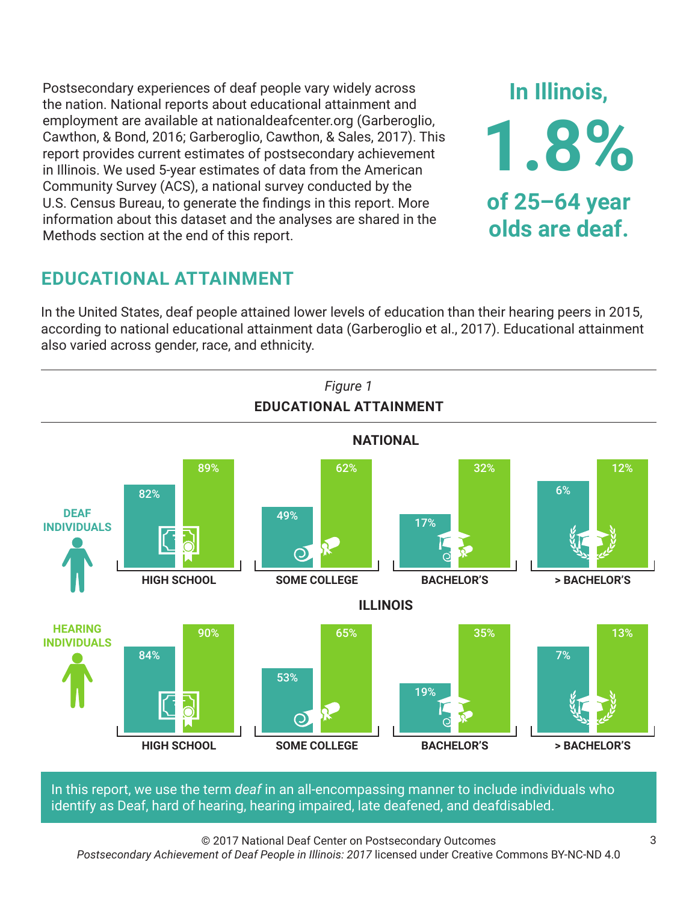Postsecondary experiences of deaf people vary widely across the nation. National reports about educational attainment and employment are available at nationaldeafcenter.org (Garberoglio, Cawthon, & Bond, 2016; Garberoglio, Cawthon, & Sales, 2017). This report provides current estimates of postsecondary achievement in Illinois. We used 5-year estimates of data from the American Community Survey (ACS), a national survey conducted by the U.S. Census Bureau, to generate the findings in this report. More information about this dataset and the analyses are shared in the Methods section at the end of this report.

**In Illinois, 1.8% of 25–64 year olds are deaf.**

## EDUCATIONAL ATTAINMENT

In the United States, deaf people attained lower levels of education than their hearing peers in 2015, according to national educational attainment data (Garberoglio et al., 2017). Educational attainment also varied across gender, race, and ethnicity.

*Figure 1*

**EDUCATIONAL ATTAINMENT**

**NATIONAL**

| | HIGH SCHOOL | SOME COLLEGE | BACHELOR'S | > BACHELOR'S |
|---|---|---|---|---|
| DEAF INDIVIDUALS | 82% | 49% | 17% | 6% |
| HEARING INDIVIDUALS | 89% | 62% | 32% | 12% |

**ILLINOIS**

| | HIGH SCHOOL | SOME COLLEGE | BACHELOR'S | > BACHELOR'S |
|---|---|---|---|---|
| DEAF INDIVIDUALS | 84% | 53% | 19% | 7% |
| HEARING INDIVIDUALS | 90% | 65% | 35% | 13% |

In this report, we use the term *deaf* in an all-encompassing manner to include individuals who identify as Deaf, hard of hearing, hearing impaired, late deafened, and deafdisabled.

© 2017 National Deaf Center on Postsecondary Outcomes
*Postsecondary Achievement of Deaf People in Illinois: 2017* licensed under Creative Commons BY-NC-ND 4.0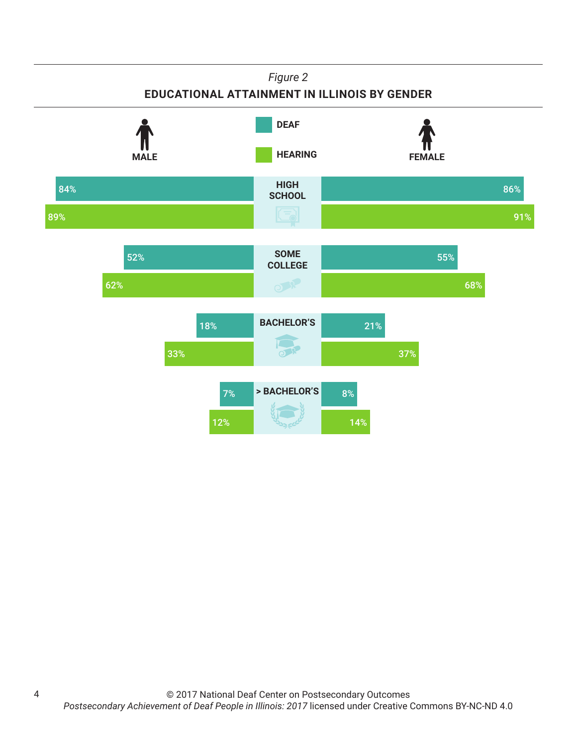*Figure 2*

**EDUCATIONAL ATTAINMENT IN ILLINOIS BY GENDER**

| | Male | Female |
|---|---|---|
| **High School** | | |
| Deaf | 84% | 86% |
| Hearing | 89% | 91% |
| **Some College** | | |
| Deaf | 52% | 55% |
| Hearing | 62% | 68% |
| **Bachelor's** | | |
| Deaf | 18% | 21% |
| Hearing | 33% | 37% |
| **> Bachelor's** | | |
| Deaf | 7% | 8% |
| Hearing | 12% | 14% |

© 2017 National Deaf Center on Postsecondary Outcomes
*Postsecondary Achievement of Deaf People in Illinois: 2017* licensed under Creative Commons BY-NC-ND 4.0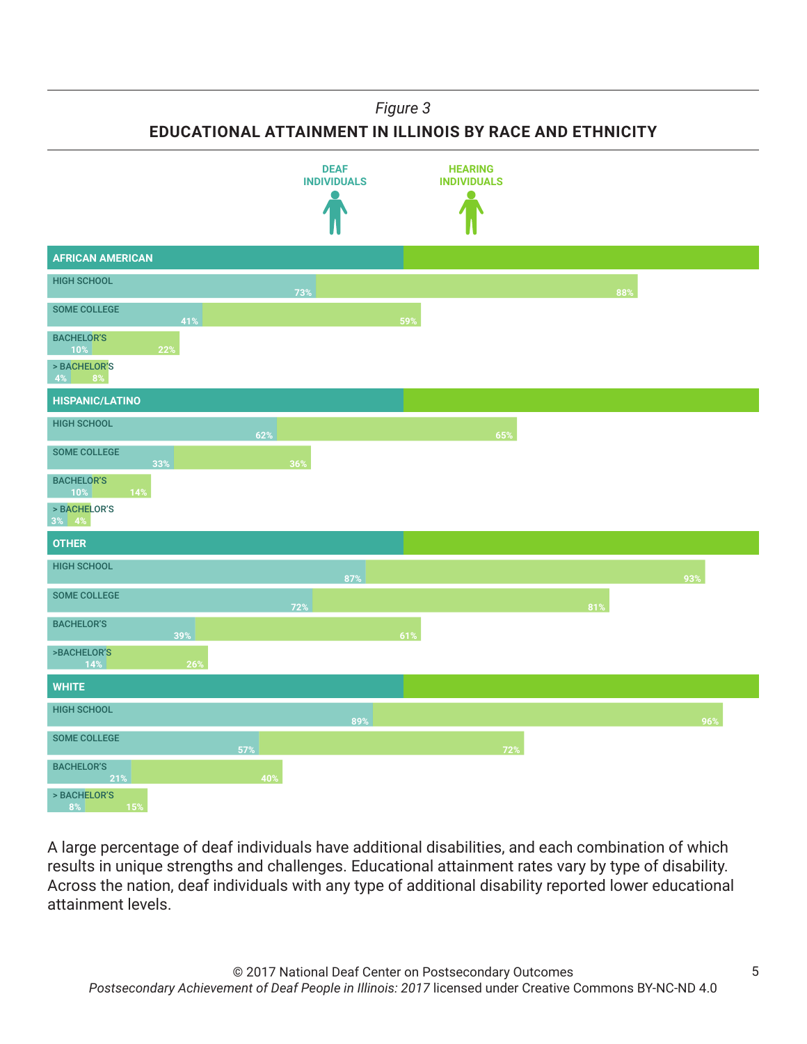*Figure 3*

**EDUCATIONAL ATTAINMENT IN ILLINOIS BY RACE AND ETHNICITY**

| | DEAF INDIVIDUALS | HEARING INDIVIDUALS |
|---|---|---|
| **AFRICAN AMERICAN** | | |
| HIGH SCHOOL | 73% | 88% |
| SOME COLLEGE | 41% | 59% |
| BACHELOR'S | 10% | 22% |
| > BACHELOR'S | 4% | 8% |
| **HISPANIC/LATINO** | | |
| HIGH SCHOOL | 62% | 65% |
| SOME COLLEGE | 33% | 36% |
| BACHELOR'S | 10% | 14% |
| > BACHELOR'S | 3% | 4% |
| **OTHER** | | |
| HIGH SCHOOL | 87% | 93% |
| SOME COLLEGE | 72% | 81% |
| BACHELOR'S | 39% | 61% |
| >BACHELOR'S | 14% | 26% |
| **WHITE** | | |
| HIGH SCHOOL | 89% | 96% |
| SOME COLLEGE | 57% | 72% |
| BACHELOR'S | 21% | 40% |
| > BACHELOR'S | 8% | 15% |

A large percentage of deaf individuals have additional disabilities, and each combination of which results in unique strengths and challenges. Educational attainment rates vary by type of disability. Across the nation, deaf individuals with any type of additional disability reported lower educational attainment levels.

© 2017 National Deaf Center on Postsecondary Outcomes
*Postsecondary Achievement of Deaf People in Illinois: 2017* licensed under Creative Commons BY-NC-ND 4.0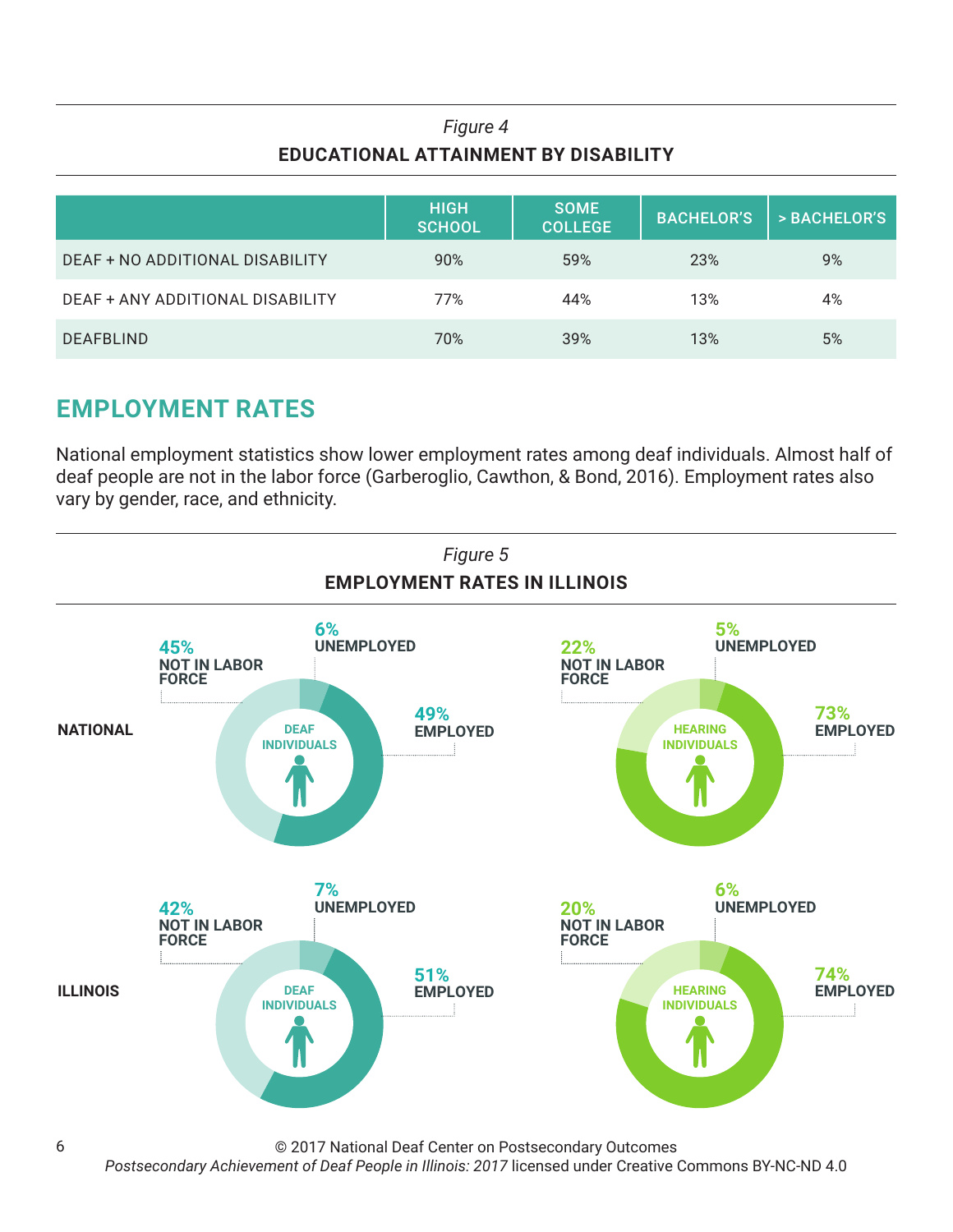*Figure 4*

**EDUCATIONAL ATTAINMENT BY DISABILITY**

| | HIGH SCHOOL | SOME COLLEGE | BACHELOR'S | > BACHELOR'S |
|---|---|---|---|---|
| DEAF + NO ADDITIONAL DISABILITY | 90% | 59% | 23% | 9% |
| DEAF + ANY ADDITIONAL DISABILITY | 77% | 44% | 13% | 4% |
| DEAFBLIND | 70% | 39% | 13% | 5% |

## EMPLOYMENT RATES

National employment statistics show lower employment rates among deaf individuals. Almost half of deaf people are not in the labor force (Garberoglio, Cawthon, & Bond, 2016). Employment rates also vary by gender, race, and ethnicity.

*Figure 5*

**EMPLOYMENT RATES IN ILLINOIS**

**NATIONAL**

DEAF INDIVIDUALS: 45% NOT IN LABOR FORCE; 6% UNEMPLOYED; 49% EMPLOYED

HEARING INDIVIDUALS: 22% NOT IN LABOR FORCE; 5% UNEMPLOYED; 73% EMPLOYED

**ILLINOIS**

DEAF INDIVIDUALS: 42% NOT IN LABOR FORCE; 7% UNEMPLOYED; 51% EMPLOYED

HEARING INDIVIDUALS: 20% NOT IN LABOR FORCE; 6% UNEMPLOYED; 74% EMPLOYED

© 2017 National Deaf Center on Postsecondary Outcomes
*Postsecondary Achievement of Deaf People in Illinois: 2017* licensed under Creative Commons BY-NC-ND 4.0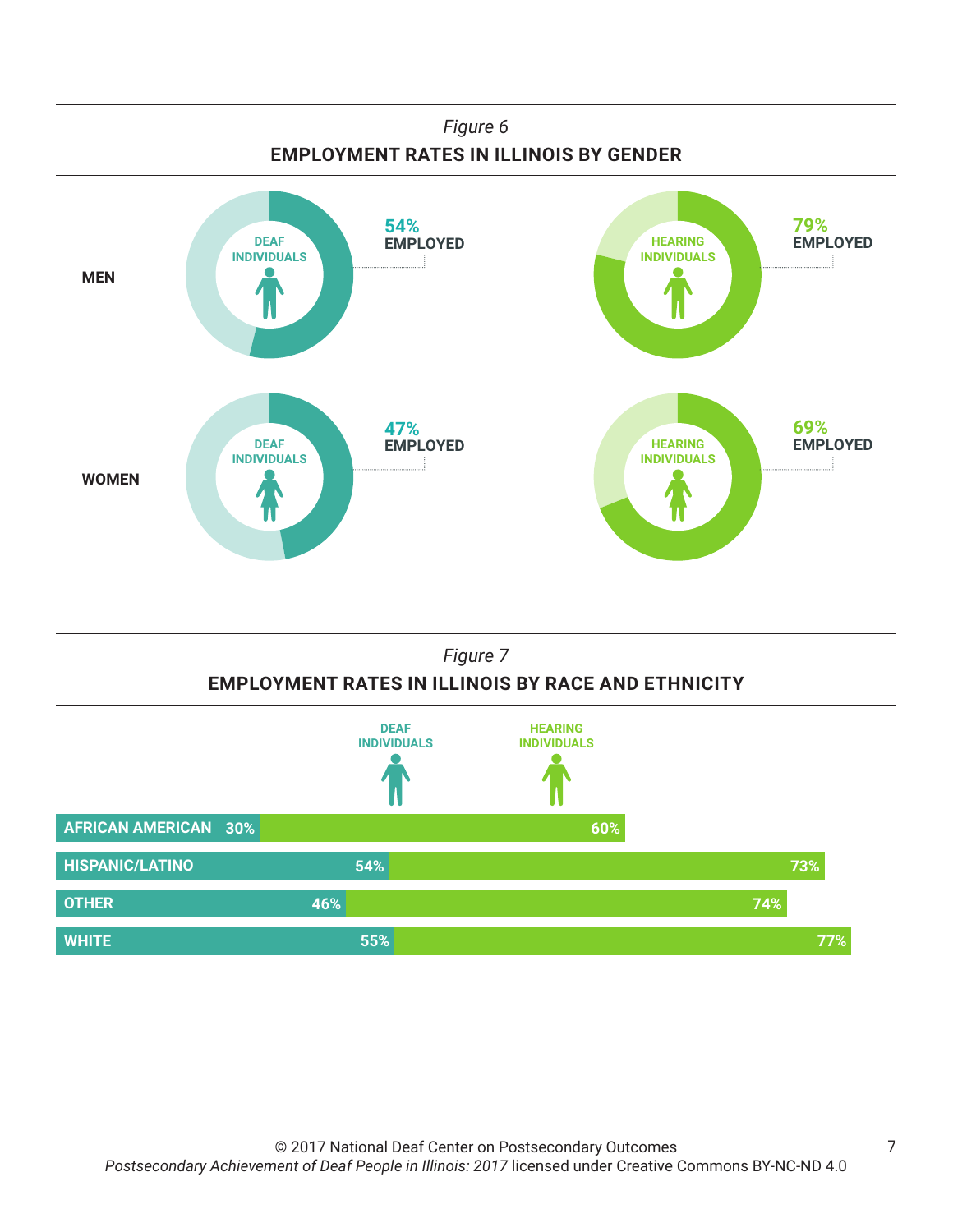*Figure 6*

**EMPLOYMENT RATES IN ILLINOIS BY GENDER**

| | Deaf Individuals | Hearing Individuals |
|---|---|---|
| **MEN** | 54% EMPLOYED | 79% EMPLOYED |
| **WOMEN** | 47% EMPLOYED | 69% EMPLOYED |

*Figure 7*

**EMPLOYMENT RATES IN ILLINOIS BY RACE AND ETHNICITY**

| | Deaf Individuals | Hearing Individuals |
|---|---|---|
| AFRICAN AMERICAN | 30% | 60% |
| HISPANIC/LATINO | 54% | 73% |
| OTHER | 46% | 74% |
| WHITE | 55% | 77% |

© 2017 National Deaf Center on Postsecondary Outcomes
*Postsecondary Achievement of Deaf People in Illinois: 2017* licensed under Creative Commons BY-NC-ND 4.0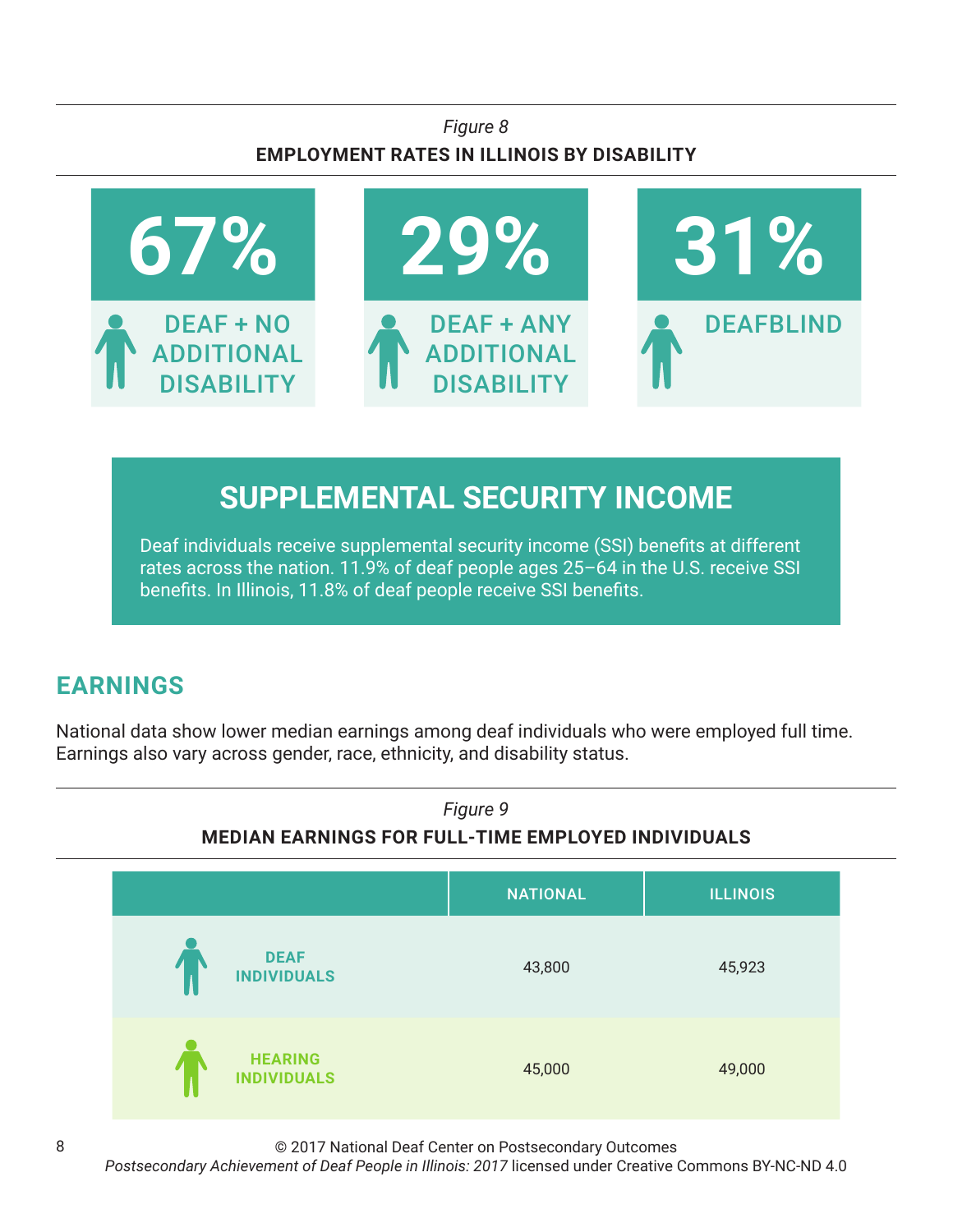*Figure 8*

**EMPLOYMENT RATES IN ILLINOIS BY DISABILITY**

| 67% | 29% | 31% |
| --- | --- | --- |
| DEAF + NO ADDITIONAL DISABILITY | DEAF + ANY ADDITIONAL DISABILITY | DEAFBLIND |

## SUPPLEMENTAL SECURITY INCOME

Deaf individuals receive supplemental security income (SSI) benefits at different rates across the nation. 11.9% of deaf people ages 25–64 in the U.S. receive SSI benefits. In Illinois, 11.8% of deaf people receive SSI benefits.

## EARNINGS

National data show lower median earnings among deaf individuals who were employed full time. Earnings also vary across gender, race, ethnicity, and disability status.

*Figure 9*

**MEDIAN EARNINGS FOR FULL-TIME EMPLOYED INDIVIDUALS**

| | NATIONAL | ILLINOIS |
| --- | --- | --- |
| DEAF INDIVIDUALS | 43,800 | 45,923 |
| HEARING INDIVIDUALS | 45,000 | 49,000 |

© 2017 National Deaf Center on Postsecondary Outcomes
*Postsecondary Achievement of Deaf People in Illinois: 2017* licensed under Creative Commons BY-NC-ND 4.0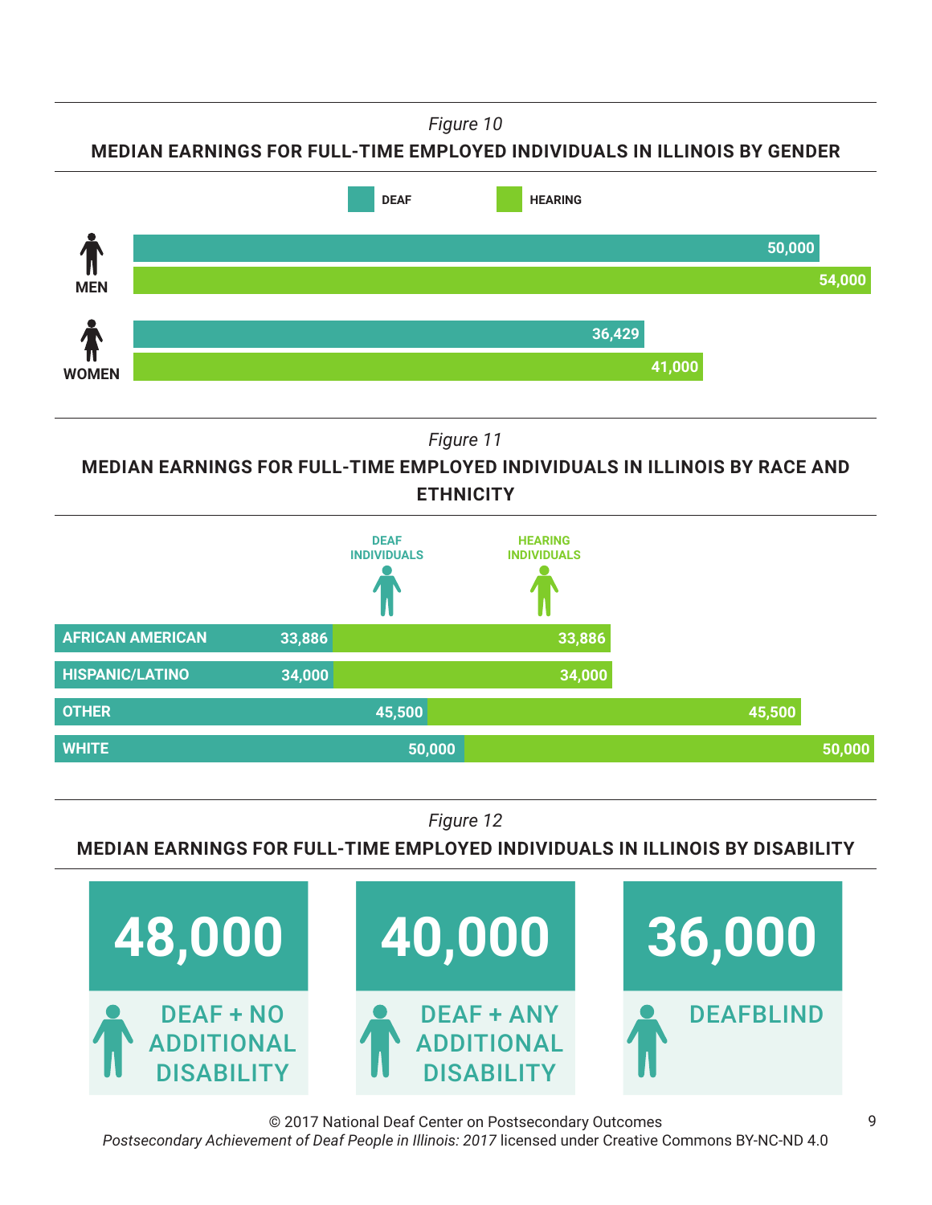*Figure 10*

**MEDIAN EARNINGS FOR FULL-TIME EMPLOYED INDIVIDUALS IN ILLINOIS BY GENDER**

| | DEAF | HEARING |
|---|---|---|
| MEN | 50,000 | 54,000 |
| WOMEN | 36,429 | 41,000 |

*Figure 11*

**MEDIAN EARNINGS FOR FULL-TIME EMPLOYED INDIVIDUALS IN ILLINOIS BY RACE AND ETHNICITY**

| | DEAF INDIVIDUALS | HEARING INDIVIDUALS |
|---|---|---|
| AFRICAN AMERICAN | 33,886 | 33,886 |
| HISPANIC/LATINO | 34,000 | 34,000 |
| OTHER | 45,500 | 45,500 |
| WHITE | 50,000 | 50,000 |

*Figure 12*

**MEDIAN EARNINGS FOR FULL-TIME EMPLOYED INDIVIDUALS IN ILLINOIS BY DISABILITY**

| DEAF + NO ADDITIONAL DISABILITY | DEAF + ANY ADDITIONAL DISABILITY | DEAFBLIND |
|---|---|---|
| 48,000 | 40,000 | 36,000 |

© 2017 National Deaf Center on Postsecondary Outcomes
*Postsecondary Achievement of Deaf People in Illinois: 2017* licensed under Creative Commons BY-NC-ND 4.0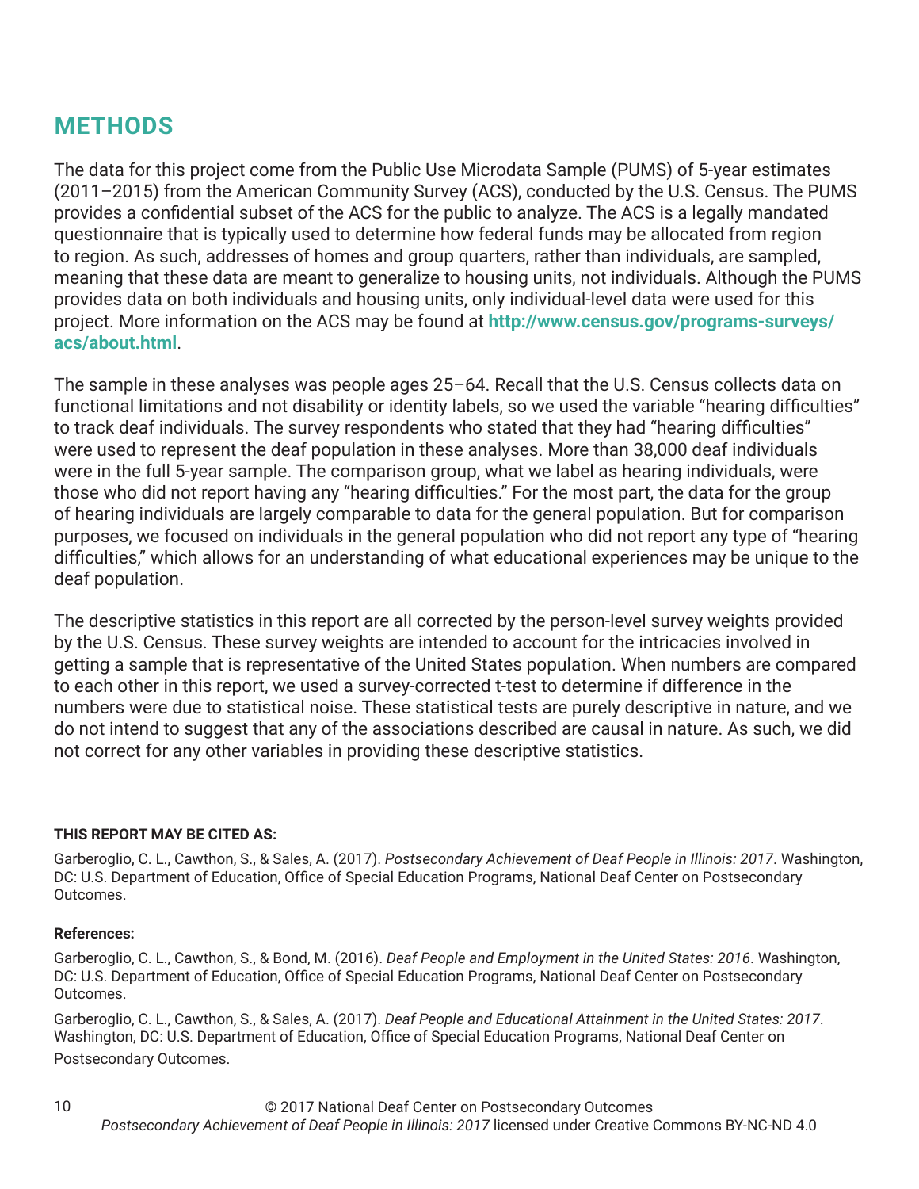## METHODS

The data for this project come from the Public Use Microdata Sample (PUMS) of 5-year estimates (2011–2015) from the American Community Survey (ACS), conducted by the U.S. Census. The PUMS provides a confidential subset of the ACS for the public to analyze. The ACS is a legally mandated questionnaire that is typically used to determine how federal funds may be allocated from region to region. As such, addresses of homes and group quarters, rather than individuals, are sampled, meaning that these data are meant to generalize to housing units, not individuals. Although the PUMS provides data on both individuals and housing units, only individual-level data were used for this project. More information on the ACS may be found at **http://www.census.gov/programs-surveys/acs/about.html**.

The sample in these analyses was people ages 25–64. Recall that the U.S. Census collects data on functional limitations and not disability or identity labels, so we used the variable "hearing difficulties" to track deaf individuals. The survey respondents who stated that they had "hearing difficulties" were used to represent the deaf population in these analyses. More than 38,000 deaf individuals were in the full 5-year sample. The comparison group, what we label as hearing individuals, were those who did not report having any "hearing difficulties." For the most part, the data for the group of hearing individuals are largely comparable to data for the general population. But for comparison purposes, we focused on individuals in the general population who did not report any type of "hearing difficulties," which allows for an understanding of what educational experiences may be unique to the deaf population.

The descriptive statistics in this report are all corrected by the person-level survey weights provided by the U.S. Census. These survey weights are intended to account for the intricacies involved in getting a sample that is representative of the United States population. When numbers are compared to each other in this report, we used a survey-corrected t-test to determine if difference in the numbers were due to statistical noise. These statistical tests are purely descriptive in nature, and we do not intend to suggest that any of the associations described are causal in nature. As such, we did not correct for any other variables in providing these descriptive statistics.

**THIS REPORT MAY BE CITED AS:**

Garberoglio, C. L., Cawthon, S., & Sales, A. (2017). *Postsecondary Achievement of Deaf People in Illinois: 2017*. Washington, DC: U.S. Department of Education, Office of Special Education Programs, National Deaf Center on Postsecondary Outcomes.

**References:**

Garberoglio, C. L., Cawthon, S., & Bond, M. (2016). *Deaf People and Employment in the United States: 2016*. Washington, DC: U.S. Department of Education, Office of Special Education Programs, National Deaf Center on Postsecondary Outcomes.

Garberoglio, C. L., Cawthon, S., & Sales, A. (2017). *Deaf People and Educational Attainment in the United States: 2017*. Washington, DC: U.S. Department of Education, Office of Special Education Programs, National Deaf Center on Postsecondary Outcomes.

© 2017 National Deaf Center on Postsecondary Outcomes
*Postsecondary Achievement of Deaf People in Illinois: 2017* licensed under Creative Commons BY-NC-ND 4.0